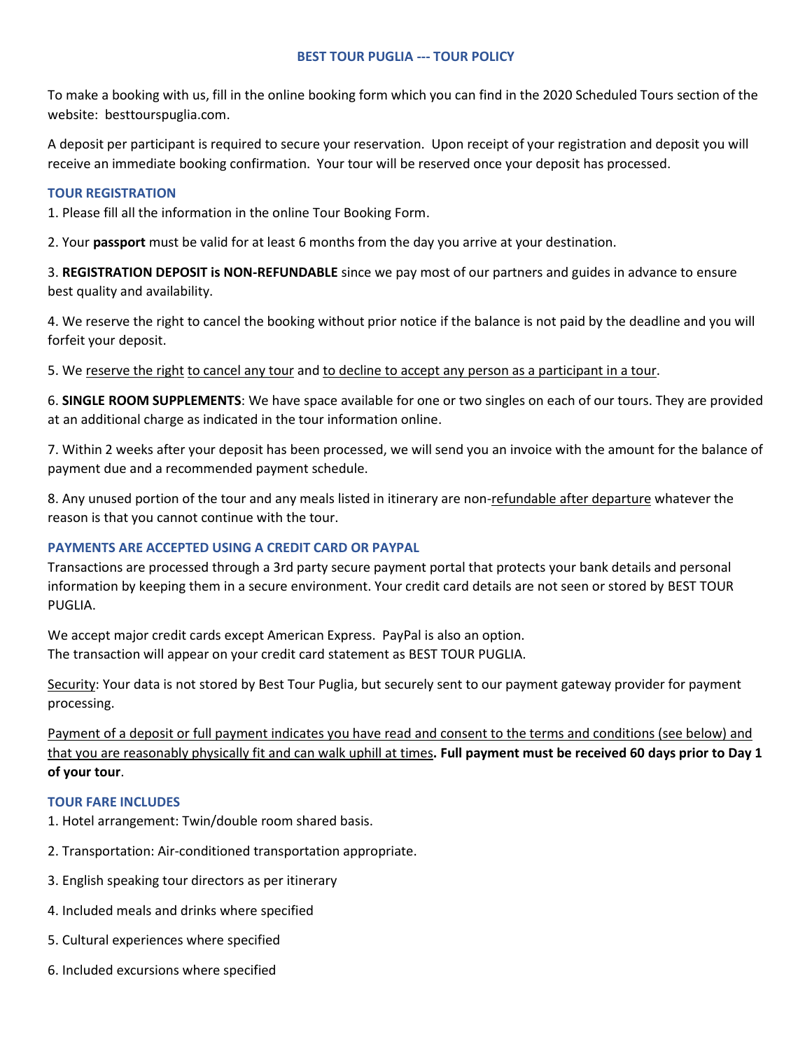# BEST TOUR PUGLIA --- TOUR POLICY

To make a booking with us, fill in the online booking form which you can find in the 2020 Scheduled Tours section of the website: besttourspuglia.com.

A deposit per participant is required to secure your reservation. Upon receipt of your registration and deposit you will receive an immediate booking confirmation. Your tour will be reserved once your deposit has processed.

## TOUR REGISTRATION

1. Please fill all the information in the online Tour Booking Form.
2. Your **passport** must be valid for at least 6 months from the day you arrive at your destination.
3. **REGISTRATION DEPOSIT is NON-REFUNDABLE** since we pay most of our partners and guides in advance to ensure best quality and availability.
4. We reserve the right to cancel the booking without prior notice if the balance is not paid by the deadline and you will forfeit your deposit.
5. We reserve the right to cancel any tour and to decline to accept any person as a participant in a tour.
6. **SINGLE ROOM SUPPLEMENTS**: We have space available for one or two singles on each of our tours. They are provided at an additional charge as indicated in the tour information online.
7. Within 2 weeks after your deposit has been processed, we will send you an invoice with the amount for the balance of payment due and a recommended payment schedule.
8. Any unused portion of the tour and any meals listed in itinerary are non-refundable after departure whatever the reason is that you cannot continue with the tour.

## PAYMENTS ARE ACCEPTED USING A CREDIT CARD OR PAYPAL

Transactions are processed through a 3rd party secure payment portal that protects your bank details and personal information by keeping them in a secure environment. Your credit card details are not seen or stored by BEST TOUR PUGLIA.

We accept major credit cards except American Express. PayPal is also an option.
The transaction will appear on your credit card statement as BEST TOUR PUGLIA.

Security: Your data is not stored by Best Tour Puglia, but securely sent to our payment gateway provider for payment processing.

Payment of a deposit or full payment indicates you have read and consent to the terms and conditions (see below) and that you are reasonably physically fit and can walk uphill at times**. Full payment must be received 60 days prior to Day 1 of your tour**.

## TOUR FARE INCLUDES

1. Hotel arrangement: Twin/double room shared basis.
2. Transportation: Air-conditioned transportation appropriate.
3. English speaking tour directors as per itinerary
4. Included meals and drinks where specified
5. Cultural experiences where specified
6. Included excursions where specified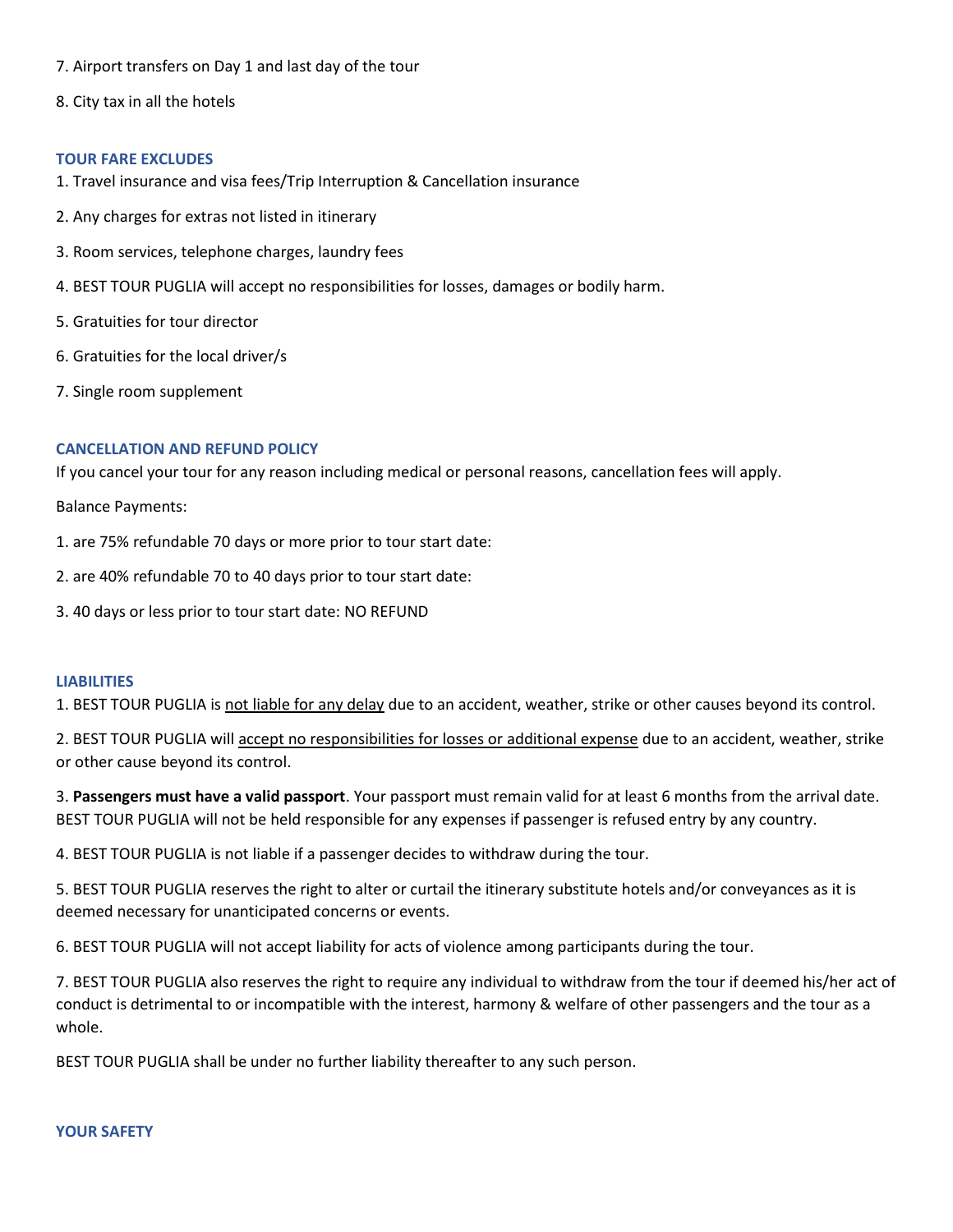7. Airport transfers on Day 1 and last day of the tour

8. City tax in all the hotels

### TOUR FARE EXCLUDES

1. Travel insurance and visa fees/Trip Interruption & Cancellation insurance

2. Any charges for extras not listed in itinerary

3. Room services, telephone charges, laundry fees

4. BEST TOUR PUGLIA will accept no responsibilities for losses, damages or bodily harm.

5. Gratuities for tour director

6. Gratuities for the local driver/s

7. Single room supplement

### CANCELLATION AND REFUND POLICY

If you cancel your tour for any reason including medical or personal reasons, cancellation fees will apply.

Balance Payments:

1. are 75% refundable 70 days or more prior to tour start date:

2. are 40% refundable 70 to 40 days prior to tour start date:

3. 40 days or less prior to tour start date: NO REFUND

### LIABILITIES

1. BEST TOUR PUGLIA is not liable for any delay due to an accident, weather, strike or other causes beyond its control.

2. BEST TOUR PUGLIA will accept no responsibilities for losses or additional expense due to an accident, weather, strike or other cause beyond its control.

3. **Passengers must have a valid passport**. Your passport must remain valid for at least 6 months from the arrival date. BEST TOUR PUGLIA will not be held responsible for any expenses if passenger is refused entry by any country.

4. BEST TOUR PUGLIA is not liable if a passenger decides to withdraw during the tour.

5. BEST TOUR PUGLIA reserves the right to alter or curtail the itinerary substitute hotels and/or conveyances as it is deemed necessary for unanticipated concerns or events.

6. BEST TOUR PUGLIA will not accept liability for acts of violence among participants during the tour.

7. BEST TOUR PUGLIA also reserves the right to require any individual to withdraw from the tour if deemed his/her act of conduct is detrimental to or incompatible with the interest, harmony & welfare of other passengers and the tour as a whole.

BEST TOUR PUGLIA shall be under no further liability thereafter to any such person.

### YOUR SAFETY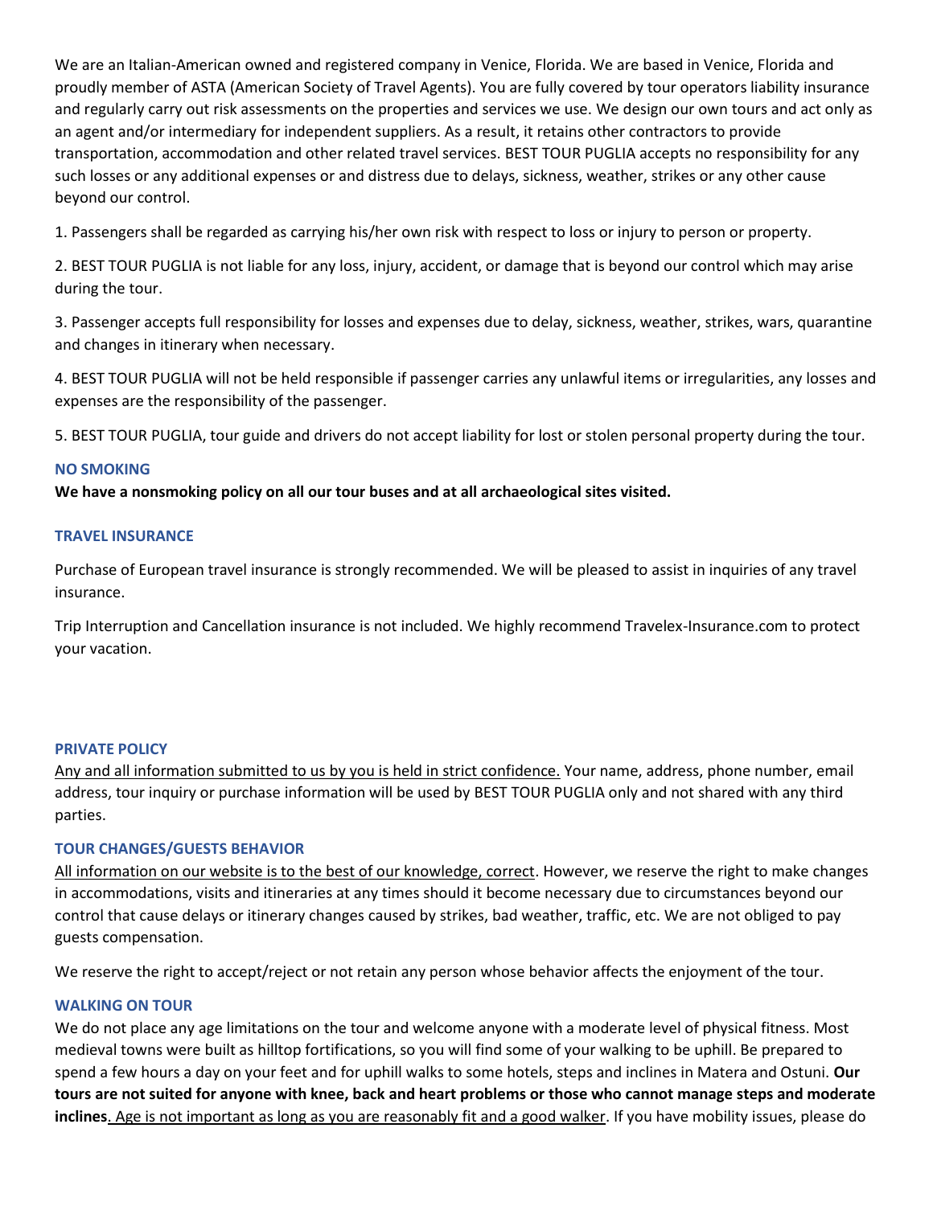We are an Italian-American owned and registered company in Venice, Florida. We are based in Venice, Florida and proudly member of ASTA (American Society of Travel Agents). You are fully covered by tour operators liability insurance and regularly carry out risk assessments on the properties and services we use. We design our own tours and act only as an agent and/or intermediary for independent suppliers. As a result, it retains other contractors to provide transportation, accommodation and other related travel services. BEST TOUR PUGLIA accepts no responsibility for any such losses or any additional expenses or and distress due to delays, sickness, weather, strikes or any other cause beyond our control.

1. Passengers shall be regarded as carrying his/her own risk with respect to loss or injury to person or property.

2. BEST TOUR PUGLIA is not liable for any loss, injury, accident, or damage that is beyond our control which may arise during the tour.

3. Passenger accepts full responsibility for losses and expenses due to delay, sickness, weather, strikes, wars, quarantine and changes in itinerary when necessary.

4. BEST TOUR PUGLIA will not be held responsible if passenger carries any unlawful items or irregularities, any losses and expenses are the responsibility of the passenger.

5. BEST TOUR PUGLIA, tour guide and drivers do not accept liability for lost or stolen personal property during the tour.

### NO SMOKING

**We have a nonsmoking policy on all our tour buses and at all archaeological sites visited.**

### TRAVEL INSURANCE

Purchase of European travel insurance is strongly recommended. We will be pleased to assist in inquiries of any travel insurance.

Trip Interruption and Cancellation insurance is not included. We highly recommend Travelex-Insurance.com to protect your vacation.

### PRIVATE POLICY

Any and all information submitted to us by you is held in strict confidence. Your name, address, phone number, email address, tour inquiry or purchase information will be used by BEST TOUR PUGLIA only and not shared with any third parties.

### TOUR CHANGES/GUESTS BEHAVIOR

All information on our website is to the best of our knowledge, correct. However, we reserve the right to make changes in accommodations, visits and itineraries at any times should it become necessary due to circumstances beyond our control that cause delays or itinerary changes caused by strikes, bad weather, traffic, etc. We are not obliged to pay guests compensation.

We reserve the right to accept/reject or not retain any person whose behavior affects the enjoyment of the tour.

### WALKING ON TOUR

We do not place any age limitations on the tour and welcome anyone with a moderate level of physical fitness. Most medieval towns were built as hilltop fortifications, so you will find some of your walking to be uphill. Be prepared to spend a few hours a day on your feet and for uphill walks to some hotels, steps and inclines in Matera and Ostuni. **Our tours are not suited for anyone with knee, back and heart problems or those who cannot manage steps and moderate inclines**. Age is not important as long as you are reasonably fit and a good walker. If you have mobility issues, please do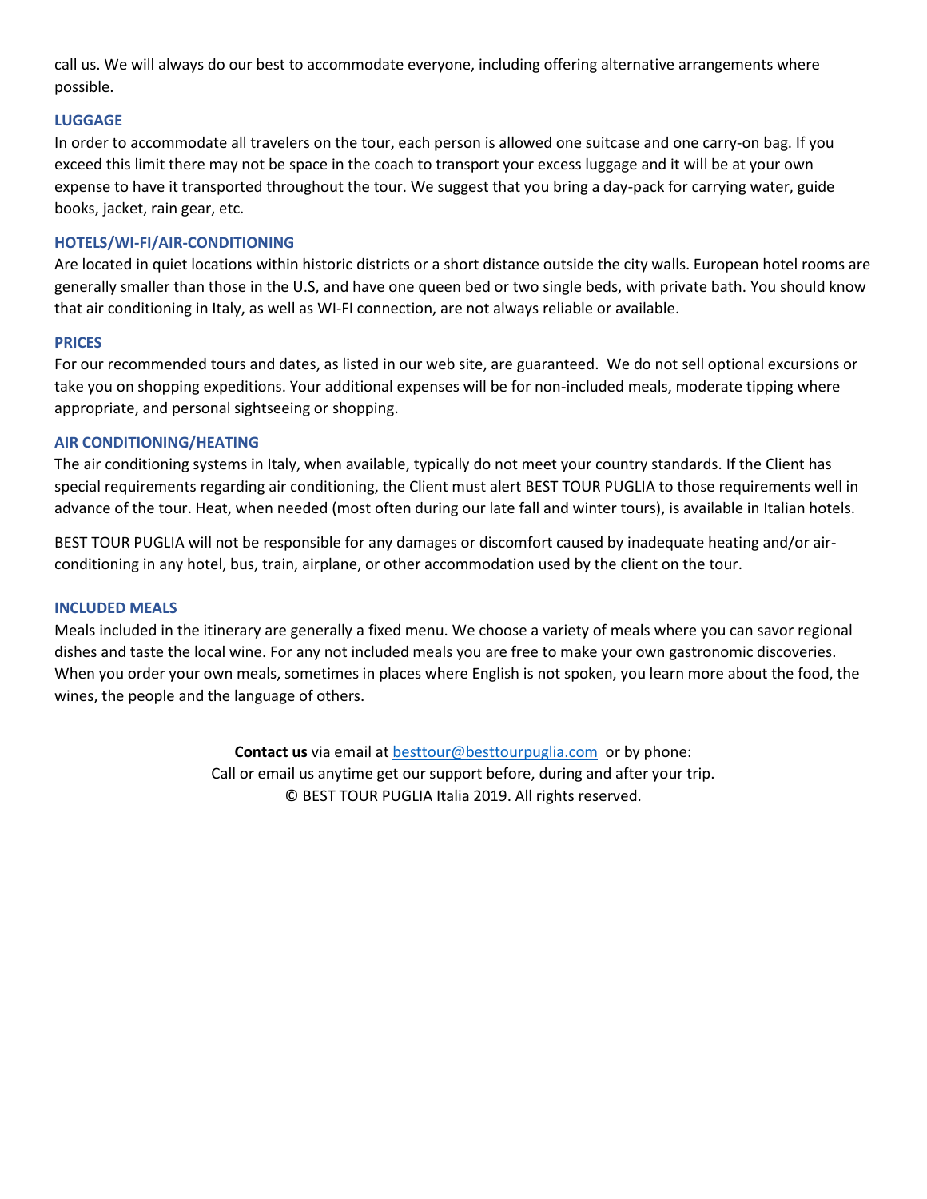call us. We will always do our best to accommodate everyone, including offering alternative arrangements where possible.

### LUGGAGE

In order to accommodate all travelers on the tour, each person is allowed one suitcase and one carry-on bag. If you exceed this limit there may not be space in the coach to transport your excess luggage and it will be at your own expense to have it transported throughout the tour. We suggest that you bring a day-pack for carrying water, guide books, jacket, rain gear, etc.

### HOTELS/WI-FI/AIR-CONDITIONING

Are located in quiet locations within historic districts or a short distance outside the city walls. European hotel rooms are generally smaller than those in the U.S, and have one queen bed or two single beds, with private bath. You should know that air conditioning in Italy, as well as WI-FI connection, are not always reliable or available.

### PRICES

For our recommended tours and dates, as listed in our web site, are guaranteed. We do not sell optional excursions or take you on shopping expeditions. Your additional expenses will be for non-included meals, moderate tipping where appropriate, and personal sightseeing or shopping.

### AIR CONDITIONING/HEATING

The air conditioning systems in Italy, when available, typically do not meet your country standards. If the Client has special requirements regarding air conditioning, the Client must alert BEST TOUR PUGLIA to those requirements well in advance of the tour. Heat, when needed (most often during our late fall and winter tours), is available in Italian hotels.

BEST TOUR PUGLIA will not be responsible for any damages or discomfort caused by inadequate heating and/or air-conditioning in any hotel, bus, train, airplane, or other accommodation used by the client on the tour.

### INCLUDED MEALS

Meals included in the itinerary are generally a fixed menu. We choose a variety of meals where you can savor regional dishes and taste the local wine. For any not included meals you are free to make your own gastronomic discoveries. When you order your own meals, sometimes in places where English is not spoken, you learn more about the food, the wines, the people and the language of others.

**Contact us** via email at besttour@besttourpuglia.com or by phone:
Call or email us anytime get our support before, during and after your trip.
© BEST TOUR PUGLIA Italia 2019. All rights reserved.